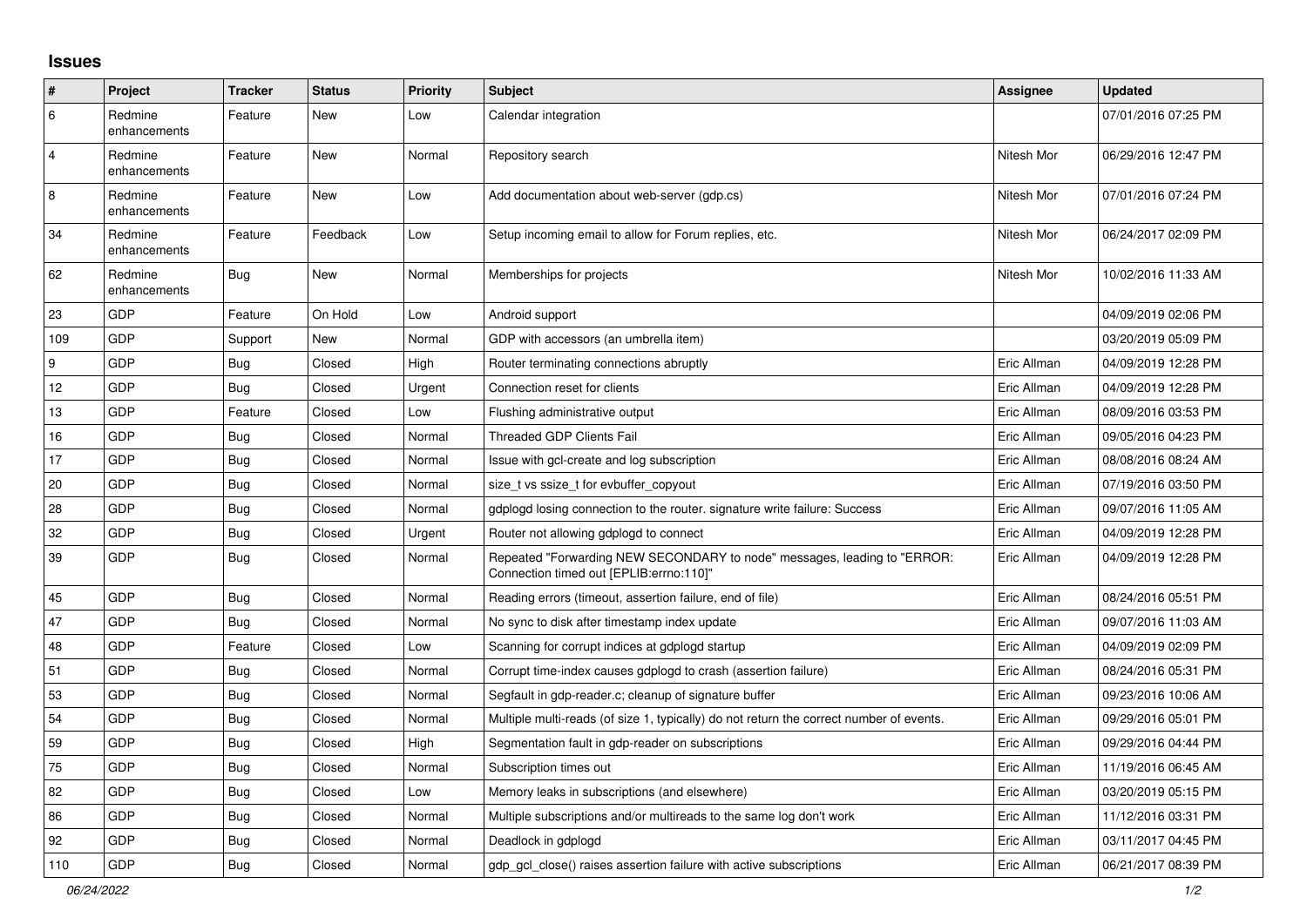# Issues

| # | Project | Tracker | Status | Priority | Subject | Assignee | Updated |
|---|---|---|---|---|---|---|---|
| 6 | Redmine enhancements | Feature | New | Low | Calendar integration | | 07/01/2016 07:25 PM |
| 4 | Redmine enhancements | Feature | New | Normal | Repository search | Nitesh Mor | 06/29/2016 12:47 PM |
| 8 | Redmine enhancements | Feature | New | Low | Add documentation about web-server (gdp.cs) | Nitesh Mor | 07/01/2016 07:24 PM |
| 34 | Redmine enhancements | Feature | Feedback | Low | Setup incoming email to allow for Forum replies, etc. | Nitesh Mor | 06/24/2017 02:09 PM |
| 62 | Redmine enhancements | Bug | New | Normal | Memberships for projects | Nitesh Mor | 10/02/2016 11:33 AM |
| 23 | GDP | Feature | On Hold | Low | Android support | | 04/09/2019 02:06 PM |
| 109 | GDP | Support | New | Normal | GDP with accessors (an umbrella item) | | 03/20/2019 05:09 PM |
| 9 | GDP | Bug | Closed | High | Router terminating connections abruptly | Eric Allman | 04/09/2019 12:28 PM |
| 12 | GDP | Bug | Closed | Urgent | Connection reset for clients | Eric Allman | 04/09/2019 12:28 PM |
| 13 | GDP | Feature | Closed | Low | Flushing administrative output | Eric Allman | 08/09/2016 03:53 PM |
| 16 | GDP | Bug | Closed | Normal | Threaded GDP Clients Fail | Eric Allman | 09/05/2016 04:23 PM |
| 17 | GDP | Bug | Closed | Normal | Issue with gcl-create and log subscription | Eric Allman | 08/08/2016 08:24 AM |
| 20 | GDP | Bug | Closed | Normal | size_t vs ssize_t for evbuffer_copyout | Eric Allman | 07/19/2016 03:50 PM |
| 28 | GDP | Bug | Closed | Normal | gdplogd losing connection to the router. signature write failure: Success | Eric Allman | 09/07/2016 11:05 AM |
| 32 | GDP | Bug | Closed | Urgent | Router not allowing gdplogd to connect | Eric Allman | 04/09/2019 12:28 PM |
| 39 | GDP | Bug | Closed | Normal | Repeated "Forwarding NEW SECONDARY to node" messages, leading to "ERROR: Connection timed out [EPLIB:errno:110]" | Eric Allman | 04/09/2019 12:28 PM |
| 45 | GDP | Bug | Closed | Normal | Reading errors (timeout, assertion failure, end of file) | Eric Allman | 08/24/2016 05:51 PM |
| 47 | GDP | Bug | Closed | Normal | No sync to disk after timestamp index update | Eric Allman | 09/07/2016 11:03 AM |
| 48 | GDP | Feature | Closed | Low | Scanning for corrupt indices at gdplogd startup | Eric Allman | 04/09/2019 02:09 PM |
| 51 | GDP | Bug | Closed | Normal | Corrupt time-index causes gdplogd to crash (assertion failure) | Eric Allman | 08/24/2016 05:31 PM |
| 53 | GDP | Bug | Closed | Normal | Segfault in gdp-reader.c; cleanup of signature buffer | Eric Allman | 09/23/2016 10:06 AM |
| 54 | GDP | Bug | Closed | Normal | Multiple multi-reads (of size 1, typically) do not return the correct number of events. | Eric Allman | 09/29/2016 05:01 PM |
| 59 | GDP | Bug | Closed | High | Segmentation fault in gdp-reader on subscriptions | Eric Allman | 09/29/2016 04:44 PM |
| 75 | GDP | Bug | Closed | Normal | Subscription times out | Eric Allman | 11/19/2016 06:45 AM |
| 82 | GDP | Bug | Closed | Low | Memory leaks in subscriptions (and elsewhere) | Eric Allman | 03/20/2019 05:15 PM |
| 86 | GDP | Bug | Closed | Normal | Multiple subscriptions and/or multireads to the same log don't work | Eric Allman | 11/12/2016 03:31 PM |
| 92 | GDP | Bug | Closed | Normal | Deadlock in gdplogd | Eric Allman | 03/11/2017 04:45 PM |
| 110 | GDP | Bug | Closed | Normal | gdp_gcl_close() raises assertion failure with active subscriptions | Eric Allman | 06/21/2017 08:39 PM |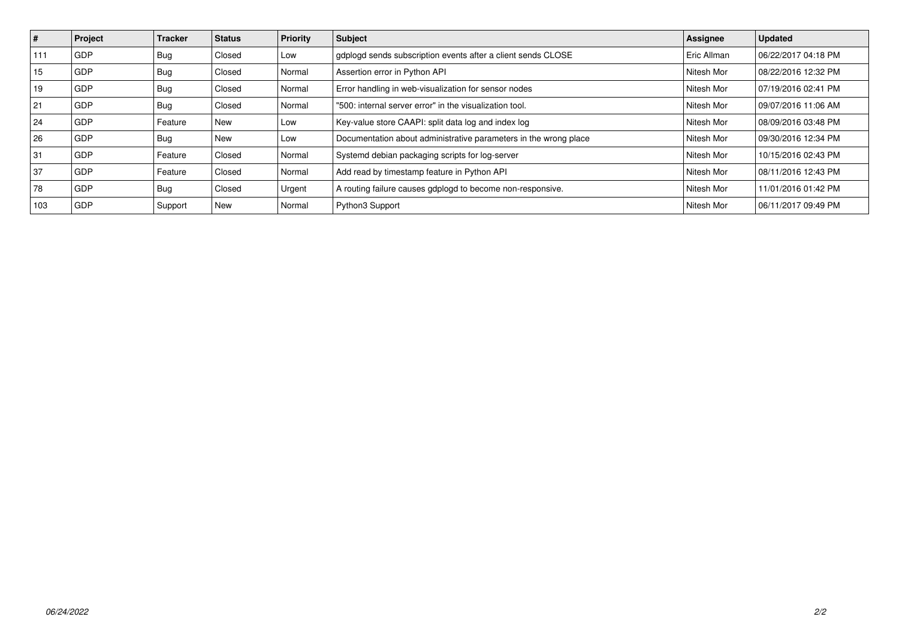| # | Project | Tracker | Status | Priority | Subject | Assignee | Updated |
|---|---|---|---|---|---|---|---|
| 111 | GDP | Bug | Closed | Low | gdplogd sends subscription events after a client sends CLOSE | Eric Allman | 06/22/2017 04:18 PM |
| 15 | GDP | Bug | Closed | Normal | Assertion error in Python API | Nitesh Mor | 08/22/2016 12:32 PM |
| 19 | GDP | Bug | Closed | Normal | Error handling in web-visualization for sensor nodes | Nitesh Mor | 07/19/2016 02:41 PM |
| 21 | GDP | Bug | Closed | Normal | "500: internal server error" in the visualization tool. | Nitesh Mor | 09/07/2016 11:06 AM |
| 24 | GDP | Feature | New | Low | Key-value store CAAPI: split data log and index log | Nitesh Mor | 08/09/2016 03:48 PM |
| 26 | GDP | Bug | New | Low | Documentation about administrative parameters in the wrong place | Nitesh Mor | 09/30/2016 12:34 PM |
| 31 | GDP | Feature | Closed | Normal | Systemd debian packaging scripts for log-server | Nitesh Mor | 10/15/2016 02:43 PM |
| 37 | GDP | Feature | Closed | Normal | Add read by timestamp feature in Python API | Nitesh Mor | 08/11/2016 12:43 PM |
| 78 | GDP | Bug | Closed | Urgent | A routing failure causes gdplogd to become non-responsive. | Nitesh Mor | 11/01/2016 01:42 PM |
| 103 | GDP | Support | New | Normal | Python3 Support | Nitesh Mor | 06/11/2017 09:49 PM |